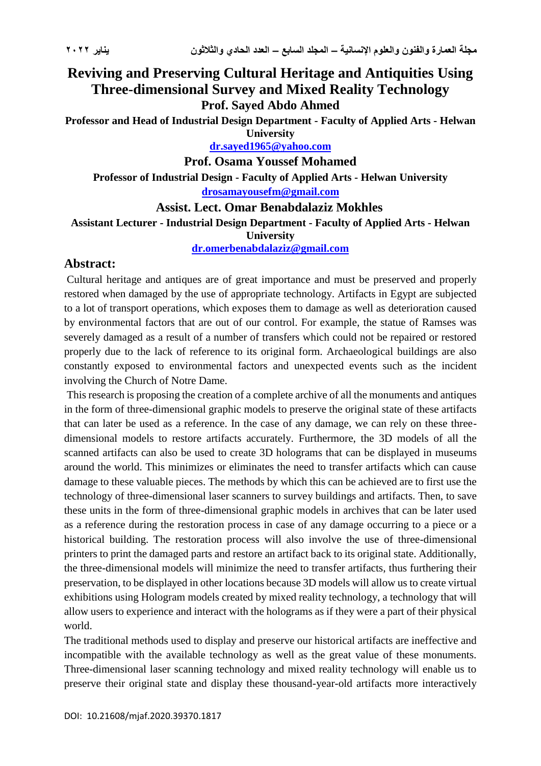# Reviving and Preserving Cultural Heritage and Antiquities Using Three-dimensional Survey and Mixed Reality Technology

**Prof. Sayed Abdo Ahmed**

**Professor and Head of Industrial Design Department - Faculty of Applied Arts - Helwan University**

**dr.sayed1965@yahoo.com**

**Prof. Osama Youssef Mohamed**

**Professor of Industrial Design - Faculty of Applied Arts - Helwan University**

**drosamayousefm@gmail.com**

**Assist. Lect. Omar Benabdalaziz Mokhles**

**Assistant Lecturer - Industrial Design Department - Faculty of Applied Arts - Helwan University**

**dr.omerbenabdalaziz@gmail.com**

## Abstract:

Cultural heritage and antiques are of great importance and must be preserved and properly restored when damaged by the use of appropriate technology. Artifacts in Egypt are subjected to a lot of transport operations, which exposes them to damage as well as deterioration caused by environmental factors that are out of our control. For example, the statue of Ramses was severely damaged as a result of a number of transfers which could not be repaired or restored properly due to the lack of reference to its original form. Archaeological buildings are also constantly exposed to environmental factors and unexpected events such as the incident involving the Church of Notre Dame.

This research is proposing the creation of a complete archive of all the monuments and antiques in the form of three-dimensional graphic models to preserve the original state of these artifacts that can later be used as a reference. In the case of any damage, we can rely on these three-dimensional models to restore artifacts accurately. Furthermore, the 3D models of all the scanned artifacts can also be used to create 3D holograms that can be displayed in museums around the world. This minimizes or eliminates the need to transfer artifacts which can cause damage to these valuable pieces. The methods by which this can be achieved are to first use the technology of three-dimensional laser scanners to survey buildings and artifacts. Then, to save these units in the form of three-dimensional graphic models in archives that can be later used as a reference during the restoration process in case of any damage occurring to a piece or a historical building. The restoration process will also involve the use of three-dimensional printers to print the damaged parts and restore an artifact back to its original state. Additionally, the three-dimensional models will minimize the need to transfer artifacts, thus furthering their preservation, to be displayed in other locations because 3D models will allow us to create virtual exhibitions using Hologram models created by mixed reality technology, a technology that will allow users to experience and interact with the holograms as if they were a part of their physical world.

The traditional methods used to display and preserve our historical artifacts are ineffective and incompatible with the available technology as well as the great value of these monuments. Three-dimensional laser scanning technology and mixed reality technology will enable us to preserve their original state and display these thousand-year-old artifacts more interactively

DOI: 10.21608/mjaf.2020.39370.1817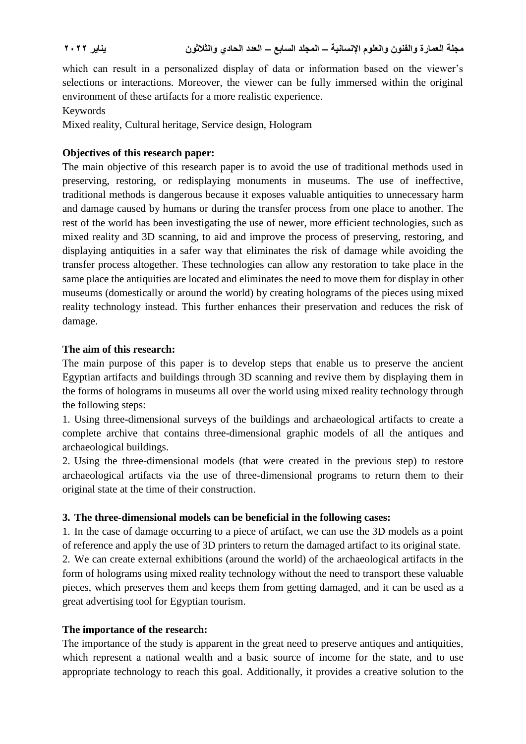which can result in a personalized display of data or information based on the viewer's selections or interactions. Moreover, the viewer can be fully immersed within the original environment of these artifacts for a more realistic experience.

Keywords

Mixed reality, Cultural heritage, Service design, Hologram

**Objectives of this research paper:**

The main objective of this research paper is to avoid the use of traditional methods used in preserving, restoring, or redisplaying monuments in museums. The use of ineffective, traditional methods is dangerous because it exposes valuable antiquities to unnecessary harm and damage caused by humans or during the transfer process from one place to another. The rest of the world has been investigating the use of newer, more efficient technologies, such as mixed reality and 3D scanning, to aid and improve the process of preserving, restoring, and displaying antiquities in a safer way that eliminates the risk of damage while avoiding the transfer process altogether. These technologies can allow any restoration to take place in the same place the antiquities are located and eliminates the need to move them for display in other museums (domestically or around the world) by creating holograms of the pieces using mixed reality technology instead. This further enhances their preservation and reduces the risk of damage.

**The aim of this research:**

The main purpose of this paper is to develop steps that enable us to preserve the ancient Egyptian artifacts and buildings through 3D scanning and revive them by displaying them in the forms of holograms in museums all over the world using mixed reality technology through the following steps:

1. Using three-dimensional surveys of the buildings and archaeological artifacts to create a complete archive that contains three-dimensional graphic models of all the antiques and archaeological buildings.
2. Using the three-dimensional models (that were created in the previous step) to restore archaeological artifacts via the use of three-dimensional programs to return them to their original state at the time of their construction.

**3. The three-dimensional models can be beneficial in the following cases:**

1. In the case of damage occurring to a piece of artifact, we can use the 3D models as a point of reference and apply the use of 3D printers to return the damaged artifact to its original state.
2. We can create external exhibitions (around the world) of the archaeological artifacts in the form of holograms using mixed reality technology without the need to transport these valuable pieces, which preserves them and keeps them from getting damaged, and it can be used as a great advertising tool for Egyptian tourism.

**The importance of the research:**

The importance of the study is apparent in the great need to preserve antiques and antiquities, which represent a national wealth and a basic source of income for the state, and to use appropriate technology to reach this goal. Additionally, it provides a creative solution to the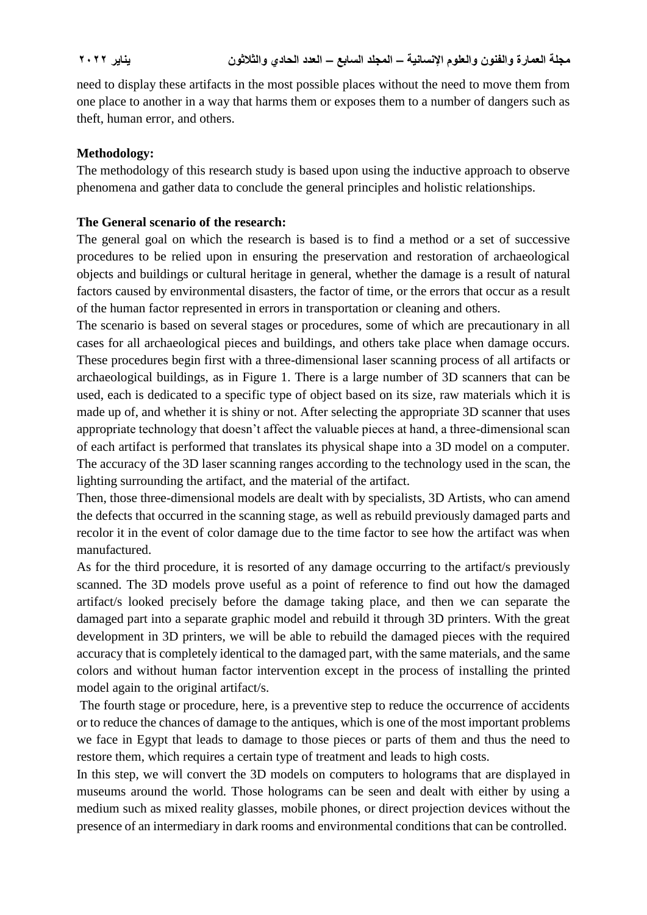need to display these artifacts in the most possible places without the need to move them from one place to another in a way that harms them or exposes them to a number of dangers such as theft, human error, and others.

**Methodology:**

The methodology of this research study is based upon using the inductive approach to observe phenomena and gather data to conclude the general principles and holistic relationships.

**The General scenario of the research:**

The general goal on which the research is based is to find a method or a set of successive procedures to be relied upon in ensuring the preservation and restoration of archaeological objects and buildings or cultural heritage in general, whether the damage is a result of natural factors caused by environmental disasters, the factor of time, or the errors that occur as a result of the human factor represented in errors in transportation or cleaning and others.

The scenario is based on several stages or procedures, some of which are precautionary in all cases for all archaeological pieces and buildings, and others take place when damage occurs. These procedures begin first with a three-dimensional laser scanning process of all artifacts or archaeological buildings, as in Figure 1. There is a large number of 3D scanners that can be used, each is dedicated to a specific type of object based on its size, raw materials which it is made up of, and whether it is shiny or not. After selecting the appropriate 3D scanner that uses appropriate technology that doesn't affect the valuable pieces at hand, a three-dimensional scan of each artifact is performed that translates its physical shape into a 3D model on a computer. The accuracy of the 3D laser scanning ranges according to the technology used in the scan, the lighting surrounding the artifact, and the material of the artifact.

Then, those three-dimensional models are dealt with by specialists, 3D Artists, who can amend the defects that occurred in the scanning stage, as well as rebuild previously damaged parts and recolor it in the event of color damage due to the time factor to see how the artifact was when manufactured.

As for the third procedure, it is resorted of any damage occurring to the artifact/s previously scanned. The 3D models prove useful as a point of reference to find out how the damaged artifact/s looked precisely before the damage taking place, and then we can separate the damaged part into a separate graphic model and rebuild it through 3D printers. With the great development in 3D printers, we will be able to rebuild the damaged pieces with the required accuracy that is completely identical to the damaged part, with the same materials, and the same colors and without human factor intervention except in the process of installing the printed model again to the original artifact/s.

The fourth stage or procedure, here, is a preventive step to reduce the occurrence of accidents or to reduce the chances of damage to the antiques, which is one of the most important problems we face in Egypt that leads to damage to those pieces or parts of them and thus the need to restore them, which requires a certain type of treatment and leads to high costs.

In this step, we will convert the 3D models on computers to holograms that are displayed in museums around the world. Those holograms can be seen and dealt with either by using a medium such as mixed reality glasses, mobile phones, or direct projection devices without the presence of an intermediary in dark rooms and environmental conditions that can be controlled.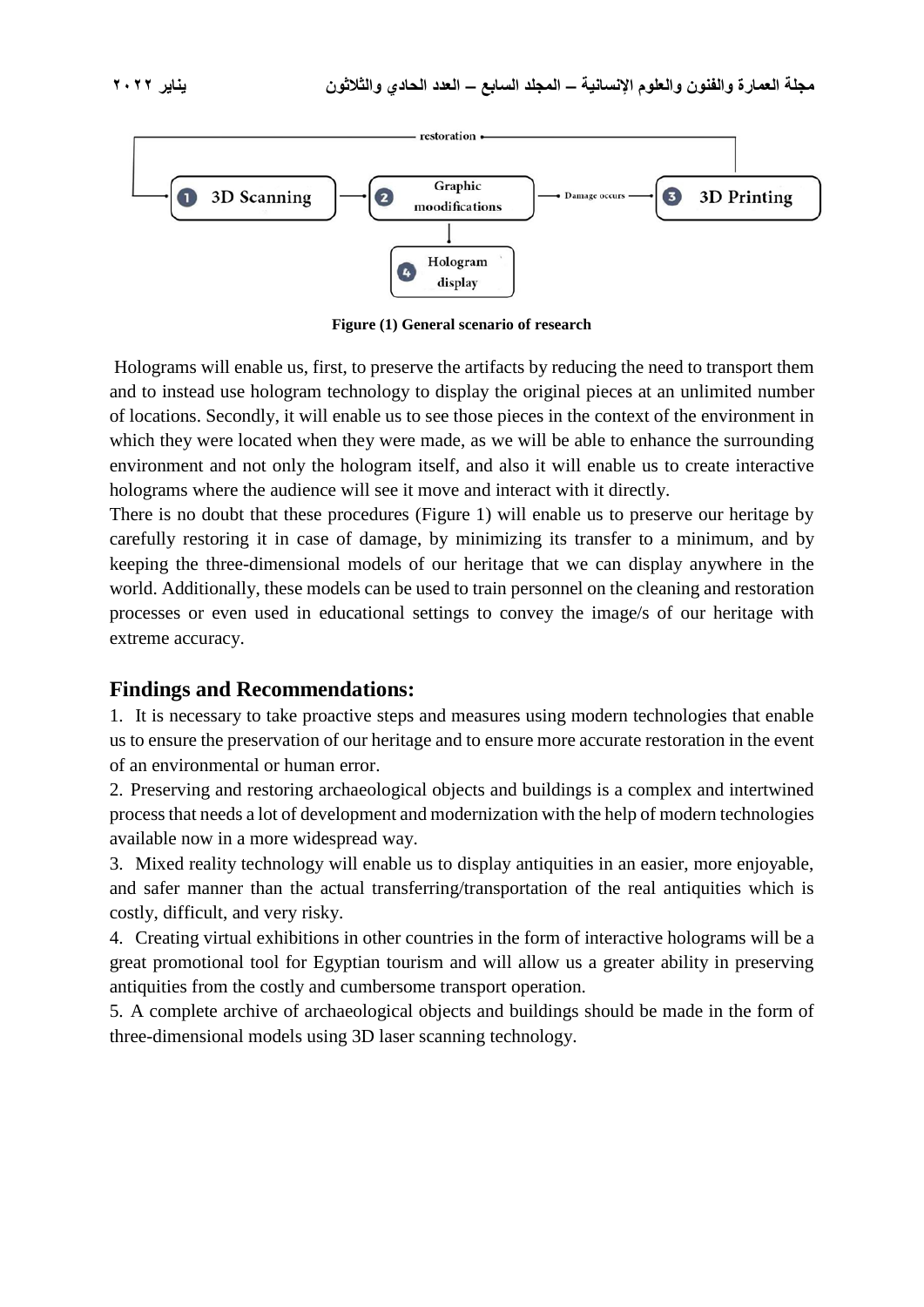**Figure (1) General scenario of research**

Holograms will enable us, first, to preserve the artifacts by reducing the need to transport them and to instead use hologram technology to display the original pieces at an unlimited number of locations. Secondly, it will enable us to see those pieces in the context of the environment in which they were located when they were made, as we will be able to enhance the surrounding environment and not only the hologram itself, and also it will enable us to create interactive holograms where the audience will see it move and interact with it directly.

There is no doubt that these procedures (Figure 1) will enable us to preserve our heritage by carefully restoring it in case of damage, by minimizing its transfer to a minimum, and by keeping the three-dimensional models of our heritage that we can display anywhere in the world. Additionally, these models can be used to train personnel on the cleaning and restoration processes or even used in educational settings to convey the image/s of our heritage with extreme accuracy.

## Findings and Recommendations:

1. It is necessary to take proactive steps and measures using modern technologies that enable us to ensure the preservation of our heritage and to ensure more accurate restoration in the event of an environmental or human error.
2. Preserving and restoring archaeological objects and buildings is a complex and intertwined process that needs a lot of development and modernization with the help of modern technologies available now in a more widespread way.
3. Mixed reality technology will enable us to display antiquities in an easier, more enjoyable, and safer manner than the actual transferring/transportation of the real antiquities which is costly, difficult, and very risky.
4. Creating virtual exhibitions in other countries in the form of interactive holograms will be a great promotional tool for Egyptian tourism and will allow us a greater ability in preserving antiquities from the costly and cumbersome transport operation.
5. A complete archive of archaeological objects and buildings should be made in the form of three-dimensional models using 3D laser scanning technology.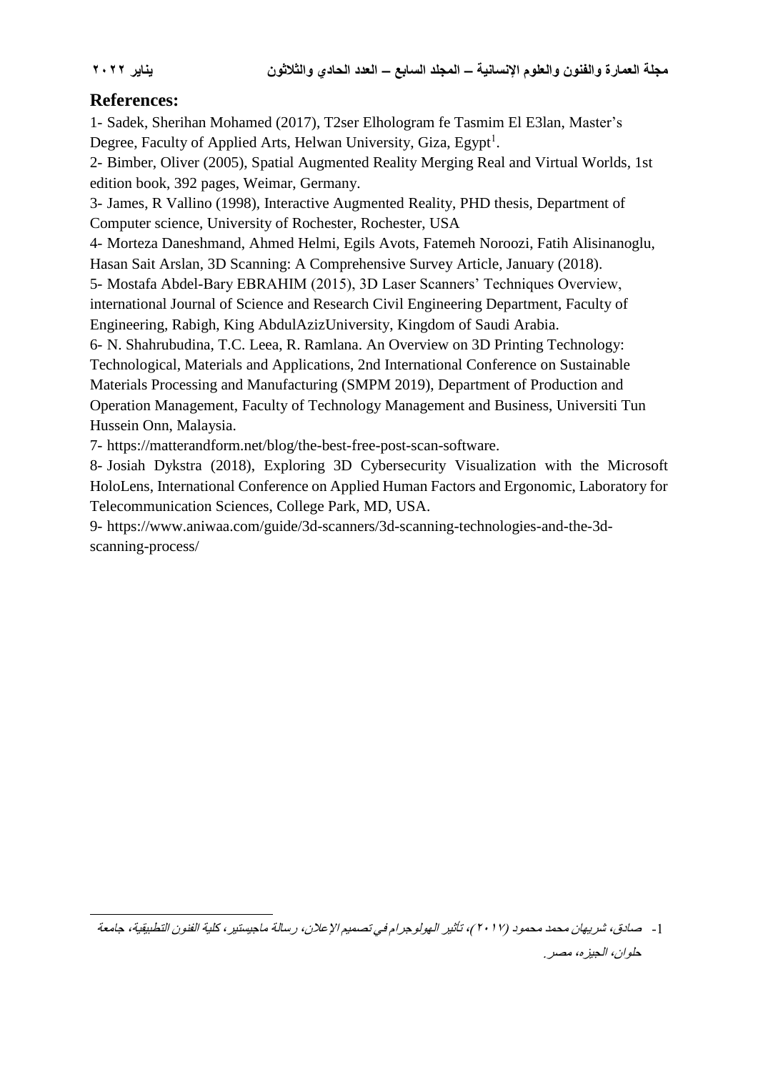## References:

1- Sadek, Sherihan Mohamed (2017), T2ser Elhologram fe Tasmim El E3lan, Master's Degree, Faculty of Applied Arts, Helwan University, Giza, Egypt[1].

2- Bimber, Oliver (2005), Spatial Augmented Reality Merging Real and Virtual Worlds, 1st edition book, 392 pages, Weimar, Germany.

3- James, R Vallino (1998), Interactive Augmented Reality, PHD thesis, Department of Computer science, University of Rochester, Rochester, USA

4- Morteza Daneshmand, Ahmed Helmi, Egils Avots, Fatemeh Noroozi, Fatih Alisinanoglu, Hasan Sait Arslan, 3D Scanning: A Comprehensive Survey Article, January (2018).

5- Mostafa Abdel-Bary EBRAHIM (2015), 3D Laser Scanners' Techniques Overview, international Journal of Science and Research Civil Engineering Department, Faculty of Engineering, Rabigh, King AbdulAzizUniversity, Kingdom of Saudi Arabia.

6- N. Shahrubudina, T.C. Leea, R. Ramlana. An Overview on 3D Printing Technology: Technological, Materials and Applications, 2nd International Conference on Sustainable Materials Processing and Manufacturing (SMPM 2019), Department of Production and Operation Management, Faculty of Technology Management and Business, Universiti Tun Hussein Onn, Malaysia.

7- https://matterandform.net/blog/the-best-free-post-scan-software.

8- Josiah Dykstra (2018), Exploring 3D Cybersecurity Visualization with the Microsoft HoloLens, International Conference on Applied Human Factors and Ergonomic, Laboratory for Telecommunication Sciences, College Park, MD, USA.

9- https://www.aniwaa.com/guide/3d-scanners/3d-scanning-technologies-and-the-3d-scanning-process/

---

1- صادق، شريهان محمد محمود (٢٠١٧)، تأثير الهولوجرام في تصميم الإعلان، رسالة ماجيستير، كلية الفنون التطبيقية، جامعة حلوان، الجيزه، مصر.